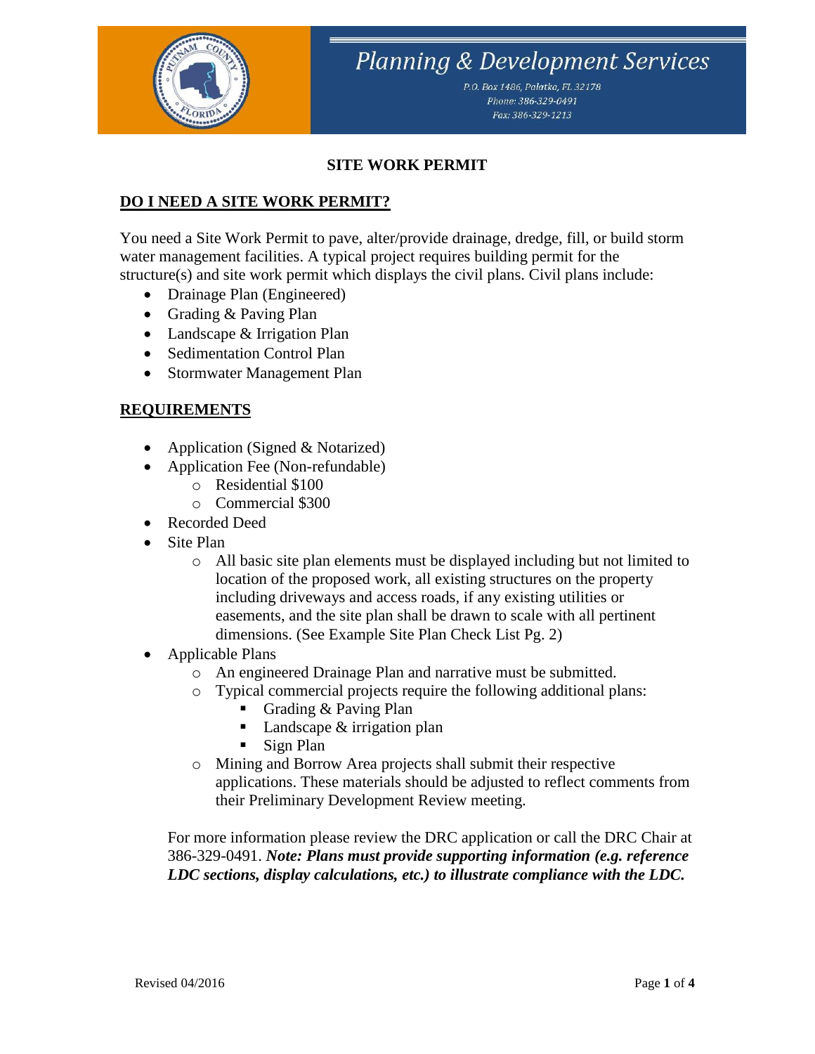# Planning & Development Services

P.O. Box 1486, Palatka, FL 32178
Phone: 386-329-0491
Fax: 386-329-1213

## SITE WORK PERMIT

### DO I NEED A SITE WORK PERMIT?

You need a Site Work Permit to pave, alter/provide drainage, dredge, fill, or build storm water management facilities. A typical project requires building permit for the structure(s) and site work permit which displays the civil plans. Civil plans include:

- Drainage Plan (Engineered)
- Grading & Paving Plan
- Landscape & Irrigation Plan
- Sedimentation Control Plan
- Stormwater Management Plan

### REQUIREMENTS

- Application (Signed & Notarized)
- Application Fee (Non-refundable)
  - Residential $100
  - Commercial $300
- Recorded Deed
- Site Plan
  - All basic site plan elements must be displayed including but not limited to location of the proposed work, all existing structures on the property including driveways and access roads, if any existing utilities or easements, and the site plan shall be drawn to scale with all pertinent dimensions. (See Example Site Plan Check List Pg. 2)
- Applicable Plans
  - An engineered Drainage Plan and narrative must be submitted.
  - Typical commercial projects require the following additional plans:
    - Grading & Paving Plan
    - Landscape & irrigation plan
    - Sign Plan
  - Mining and Borrow Area projects shall submit their respective applications. These materials should be adjusted to reflect comments from their Preliminary Development Review meeting.

For more information please review the DRC application or call the DRC Chair at 386-329-0491. ***Note: Plans must provide supporting information (e.g. reference LDC sections, display calculations, etc.) to illustrate compliance with the LDC.***

Revised 04/2016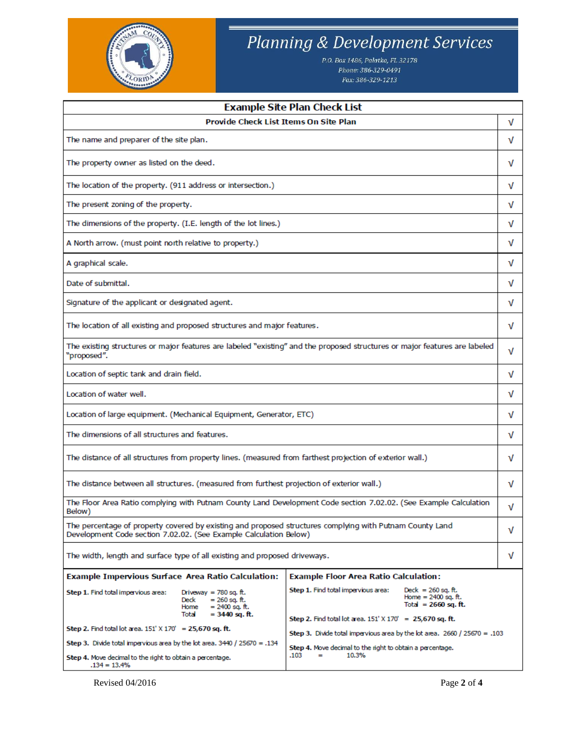# Planning & Development Services

P.O. Box 1486, Palatka, FL 32178
Phone: 386-329-0491
Fax: 386-329-1213

## Example Site Plan Check List

| Provide Check List Items On Site Plan | √ |
|---|---|
| The name and preparer of the site plan. | √ |
| The property owner as listed on the deed. | √ |
| The location of the property. (911 address or intersection.) | √ |
| The present zoning of the property. | √ |
| The dimensions of the property. (I.E. length of the lot lines.) | √ |
| A North arrow. (must point north relative to property.) | √ |
| A graphical scale. | √ |
| Date of submittal. | √ |
| Signature of the applicant or designated agent. | √ |
| The location of all existing and proposed structures and major features. | √ |
| The existing structures or major features are labeled "existing" and the proposed structures or major features are labeled "proposed". | √ |
| Location of septic tank and drain field. | √ |
| Location of water well. | √ |
| Location of large equipment. (Mechanical Equipment, Generator, ETC) | √ |
| The dimensions of all structures and features. | √ |
| The distance of all structures from property lines. (measured from farthest projection of exterior wall.) | √ |
| The distance between all structures. (measured from furthest projection of exterior wall.) | √ |
| The Floor Area Ratio complying with Putnam County Land Development Code section 7.02.02. (See Example Calculation Below) | √ |
| The percentage of property covered by existing and proposed structures complying with Putnam County Land Development Code section 7.02.02. (See Example Calculation Below) | √ |
| The width, length and surface type of all existing and proposed driveways. | √ |

### Example Impervious Surface Area Ratio Calculation:

**Step 1.** Find total impervious area:

- Driveway = 780 sq. ft.
- Deck = 260 sq. ft.
- Home = 2400 sq. ft.
- Total = **3440 sq. ft.**

**Step 2.** Find total lot area. 151' X 170' = **25,670 sq. ft.**

**Step 3.** Divide total impervious area by the lot area. 3440 / 25670 = .134

**Step 4.** Move decimal to the right to obtain a percentage.
.134 = 13.4%

### Example Floor Area Ratio Calculation:

**Step 1.** Find total impervious area:

- Deck = 260 sq. ft.
- Home = 2400 sq. ft.
- Total = **2660 sq. ft.**

**Step 2.** Find total lot area. 151' X 170' = **25,670 sq. ft.**

**Step 3.** Divide total impervious area by the lot area. 2660 / 25670 = .103

**Step 4.** Move decimal to the right to obtain a percentage.
.103 = 10.3%

Revised 04/2016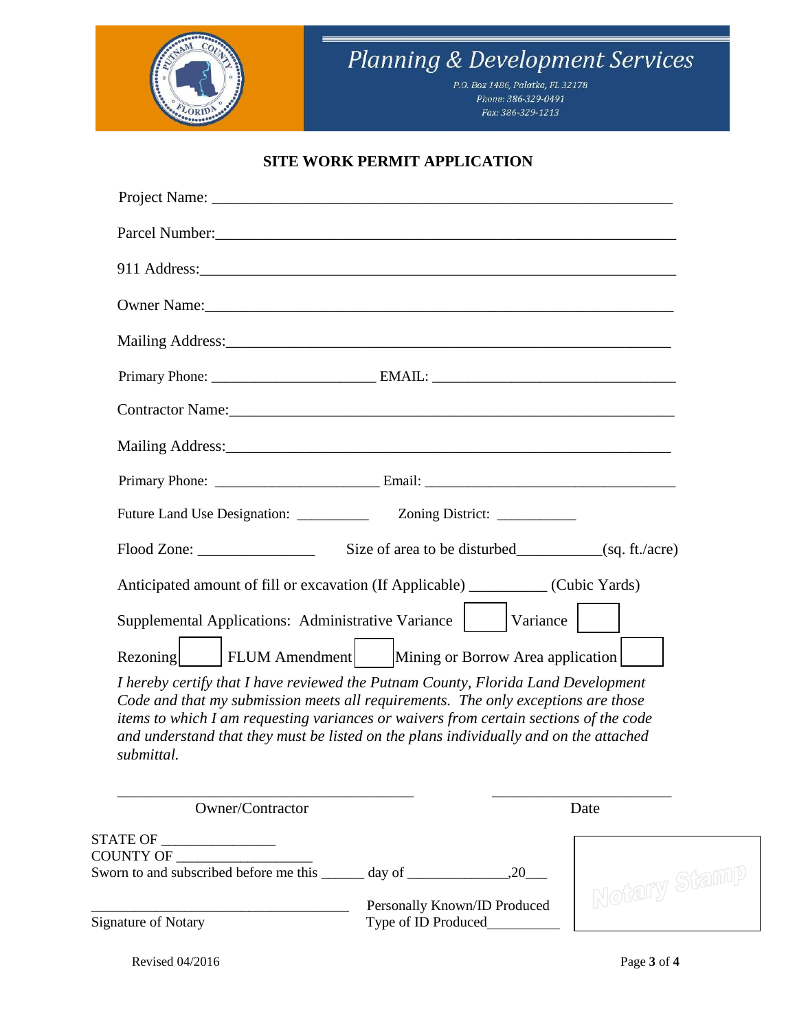Planning & Development Services

P.O. Box 1486, Palatka, FL 32178
Phone: 386-329-0491
Fax: 386-329-1213

## SITE WORK PERMIT APPLICATION

Project Name: ____________________________________________________________

Parcel Number:____________________________________________________________

911 Address:______________________________________________________________

Owner Name:______________________________________________________________

Mailing Address:___________________________________________________________

Primary Phone: ______________________ EMAIL: _________________________________

Contractor Name:___________________________________________________________

Mailing Address:___________________________________________________________

Primary Phone: ______________________ Email: __________________________________

Future Land Use Designation: __________ Zoning District: ___________

Flood Zone: _______________ Size of area to be disturbed___________(sq. ft./acre)

Anticipated amount of fill or excavation (If Applicable) __________ (Cubic Yards)

Supplemental Applications: Administrative Variance ☐ Variance ☐

Rezoning ☐ FLUM Amendment ☐ Mining or Borrow Area application ☐

*I hereby certify that I have reviewed the Putnam County, Florida Land Development Code and that my submission meets all requirements. The only exceptions are those items to which I am requesting variances or waivers from certain sections of the code and understand that they must be listed on the plans individually and on the attached submittal.*

________________________________________ ________________________

Owner/Contractor Date

STATE OF ________________
COUNTY OF ___________________
Sworn to and subscribed before me this ______ day of ______________,20___

____________________________________ Personally Known/ID Produced
Signature of Notary Type of ID Produced__________

Notary Stamp

Revised 04/2016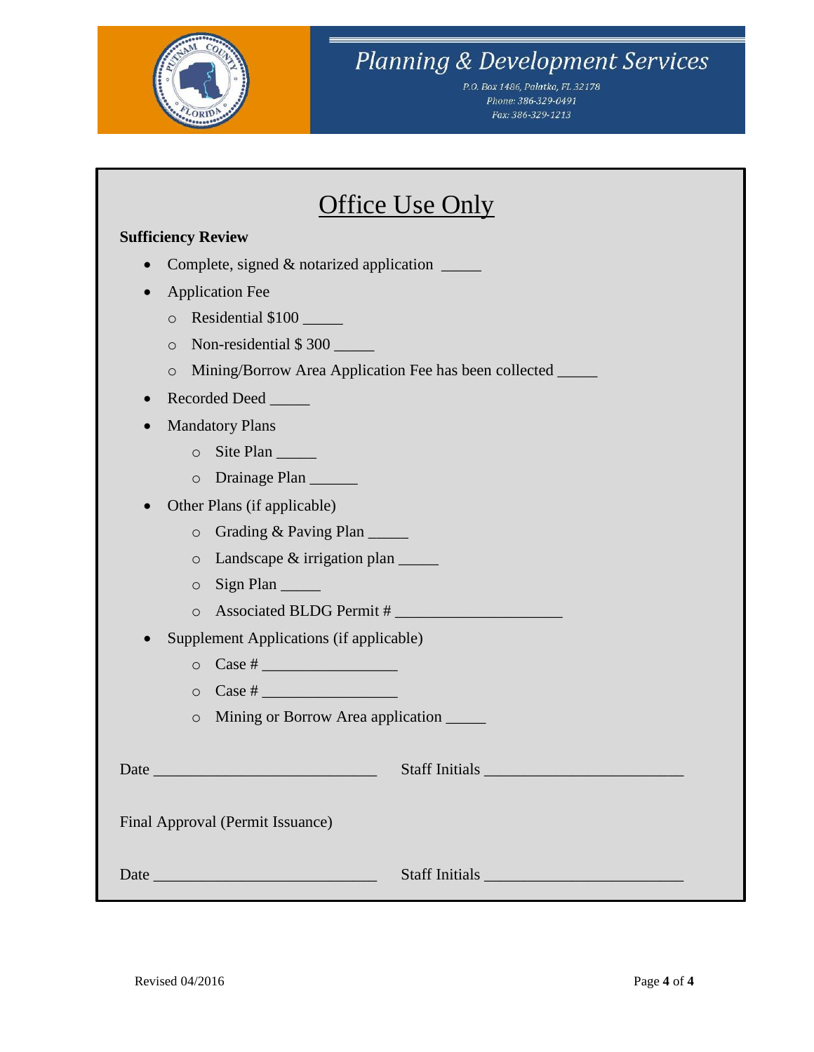Planning & Development Services

P.O. Box 1486, Palatka, FL 32178
Phone: 386-329-0491
Fax: 386-329-1213

# Office Use Only

**Sufficiency Review**

- Complete, signed & notarized application _____
- Application Fee
  - Residential $100 _____
  - Non-residential $ 300 _____
  - Mining/Borrow Area Application Fee has been collected _____
- Recorded Deed _____
- Mandatory Plans
  - Site Plan _____
  - Drainage Plan ______
- Other Plans (if applicable)
  - Grading & Paving Plan _____
  - Landscape & irrigation plan _____
  - Sign Plan _____
  - Associated BLDG Permit # ____________________
- Supplement Applications (if applicable)
  - Case # ________________
  - Case # ________________
  - Mining or Borrow Area application _____

Date ___________________________ Staff Initials ________________________

Final Approval (Permit Issuance)

Date ___________________________ Staff Initials ________________________

Revised 04/2016